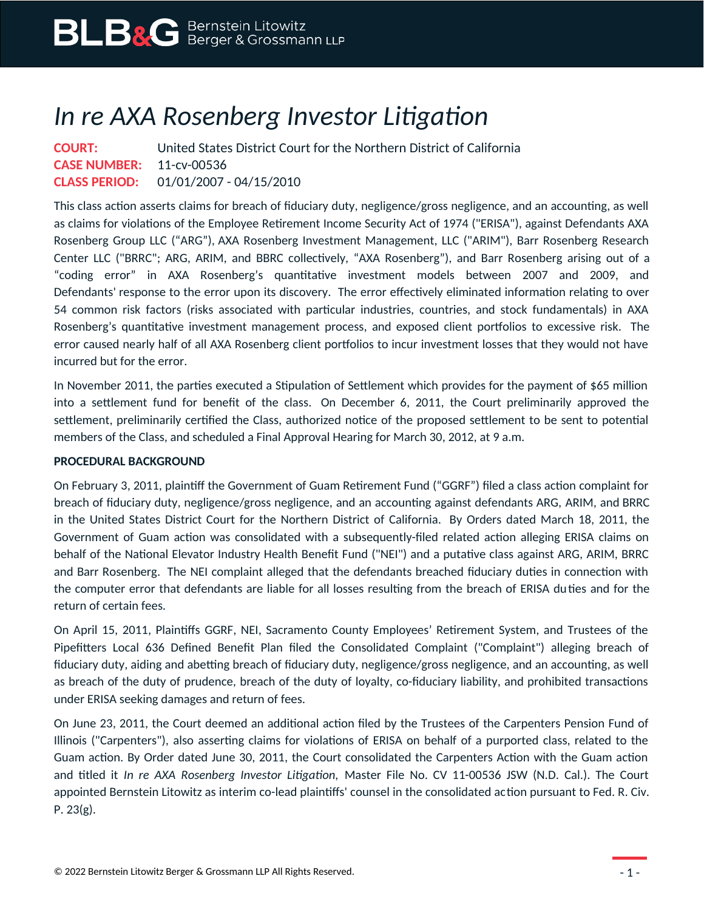# *In re AXA Rosenberg Investor Litigation*

**COURT:** United States District Court for the Northern District of California
**CASE NUMBER:** 11-cv-00536
**CLASS PERIOD:** 01/01/2007 - 04/15/2010

This class action asserts claims for breach of fiduciary duty, negligence/gross negligence, and an accounting, as well as claims for violations of the Employee Retirement Income Security Act of 1974 ("ERISA"), against Defendants AXA Rosenberg Group LLC ("ARG"), AXA Rosenberg Investment Management, LLC ("ARIM"), Barr Rosenberg Research Center LLC ("BRRC"; ARG, ARIM, and BBRC collectively, "AXA Rosenberg"), and Barr Rosenberg arising out of a "coding error" in AXA Rosenberg's quantitative investment models between 2007 and 2009, and Defendants' response to the error upon its discovery. The error effectively eliminated information relating to over 54 common risk factors (risks associated with particular industries, countries, and stock fundamentals) in AXA Rosenberg's quantitative investment management process, and exposed client portfolios to excessive risk. The error caused nearly half of all AXA Rosenberg client portfolios to incur investment losses that they would not have incurred but for the error.

In November 2011, the parties executed a Stipulation of Settlement which provides for the payment of $65 million into a settlement fund for benefit of the class. On December 6, 2011, the Court preliminarily approved the settlement, preliminarily certified the Class, authorized notice of the proposed settlement to be sent to potential members of the Class, and scheduled a Final Approval Hearing for March 30, 2012, at 9 a.m.

**PROCEDURAL BACKGROUND**

On February 3, 2011, plaintiff the Government of Guam Retirement Fund ("GGRF") filed a class action complaint for breach of fiduciary duty, negligence/gross negligence, and an accounting against defendants ARG, ARIM, and BRRC in the United States District Court for the Northern District of California. By Orders dated March 18, 2011, the Government of Guam action was consolidated with a subsequently-filed related action alleging ERISA claims on behalf of the National Elevator Industry Health Benefit Fund ("NEI") and a putative class against ARG, ARIM, BRRC and Barr Rosenberg. The NEI complaint alleged that the defendants breached fiduciary duties in connection with the computer error that defendants are liable for all losses resulting from the breach of ERISA duties and for the return of certain fees.

On April 15, 2011, Plaintiffs GGRF, NEI, Sacramento County Employees' Retirement System, and Trustees of the Pipefitters Local 636 Defined Benefit Plan filed the Consolidated Complaint ("Complaint") alleging breach of fiduciary duty, aiding and abetting breach of fiduciary duty, negligence/gross negligence, and an accounting, as well as breach of the duty of prudence, breach of the duty of loyalty, co-fiduciary liability, and prohibited transactions under ERISA seeking damages and return of fees.

On June 23, 2011, the Court deemed an additional action filed by the Trustees of the Carpenters Pension Fund of Illinois ("Carpenters"), also asserting claims for violations of ERISA on behalf of a purported class, related to the Guam action. By Order dated June 30, 2011, the Court consolidated the Carpenters Action with the Guam action and titled it *In re AXA Rosenberg Investor Litigation*, Master File No. CV 11-00536 JSW (N.D. Cal.). The Court appointed Bernstein Litowitz as interim co-lead plaintiffs' counsel in the consolidated action pursuant to Fed. R. Civ. P. 23(g).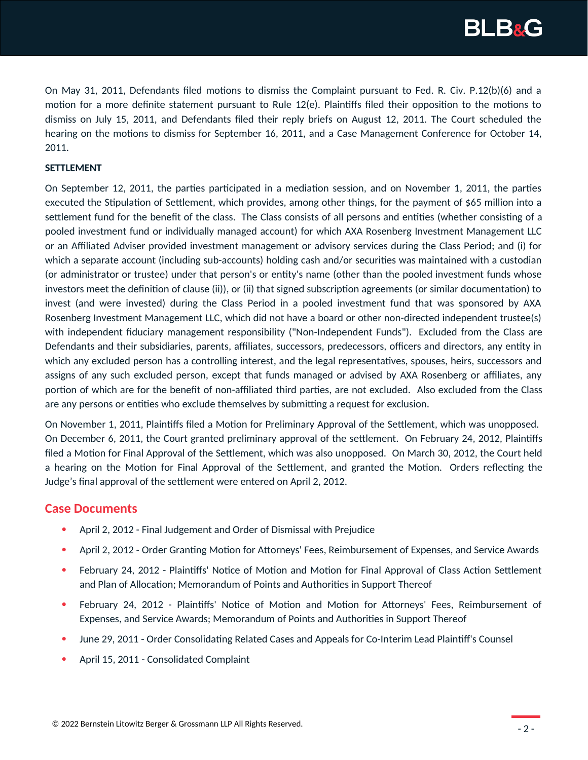On May 31, 2011, Defendants filed motions to dismiss the Complaint pursuant to Fed. R. Civ. P.12(b)(6) and a motion for a more definite statement pursuant to Rule 12(e). Plaintiffs filed their opposition to the motions to dismiss on July 15, 2011, and Defendants filed their reply briefs on August 12, 2011. The Court scheduled the hearing on the motions to dismiss for September 16, 2011, and a Case Management Conference for October 14, 2011.

**SETTLEMENT**

On September 12, 2011, the parties participated in a mediation session, and on November 1, 2011, the parties executed the Stipulation of Settlement, which provides, among other things, for the payment of $65 million into a settlement fund for the benefit of the class. The Class consists of all persons and entities (whether consisting of a pooled investment fund or individually managed account) for which AXA Rosenberg Investment Management LLC or an Affiliated Adviser provided investment management or advisory services during the Class Period; and (i) for which a separate account (including sub-accounts) holding cash and/or securities was maintained with a custodian (or administrator or trustee) under that person's or entity's name (other than the pooled investment funds whose investors meet the definition of clause (ii)), or (ii) that signed subscription agreements (or similar documentation) to invest (and were invested) during the Class Period in a pooled investment fund that was sponsored by AXA Rosenberg Investment Management LLC, which did not have a board or other non-directed independent trustee(s) with independent fiduciary management responsibility ("Non-Independent Funds"). Excluded from the Class are Defendants and their subsidiaries, parents, affiliates, successors, predecessors, officers and directors, any entity in which any excluded person has a controlling interest, and the legal representatives, spouses, heirs, successors and assigns of any such excluded person, except that funds managed or advised by AXA Rosenberg or affiliates, any portion of which are for the benefit of non-affiliated third parties, are not excluded. Also excluded from the Class are any persons or entities who exclude themselves by submitting a request for exclusion.

On November 1, 2011, Plaintiffs filed a Motion for Preliminary Approval of the Settlement, which was unopposed. On December 6, 2011, the Court granted preliminary approval of the settlement. On February 24, 2012, Plaintiffs filed a Motion for Final Approval of the Settlement, which was also unopposed. On March 30, 2012, the Court held a hearing on the Motion for Final Approval of the Settlement, and granted the Motion. Orders reflecting the Judge's final approval of the settlement were entered on April 2, 2012.

## Case Documents

- April 2, 2012 - Final Judgement and Order of Dismissal with Prejudice
- April 2, 2012 - Order Granting Motion for Attorneys' Fees, Reimbursement of Expenses, and Service Awards
- February 24, 2012 - Plaintiffs' Notice of Motion and Motion for Final Approval of Class Action Settlement and Plan of Allocation; Memorandum of Points and Authorities in Support Thereof
- February 24, 2012 - Plaintiffs' Notice of Motion and Motion for Attorneys' Fees, Reimbursement of Expenses, and Service Awards; Memorandum of Points and Authorities in Support Thereof
- June 29, 2011 - Order Consolidating Related Cases and Appeals for Co-Interim Lead Plaintiff's Counsel
- April 15, 2011 - Consolidated Complaint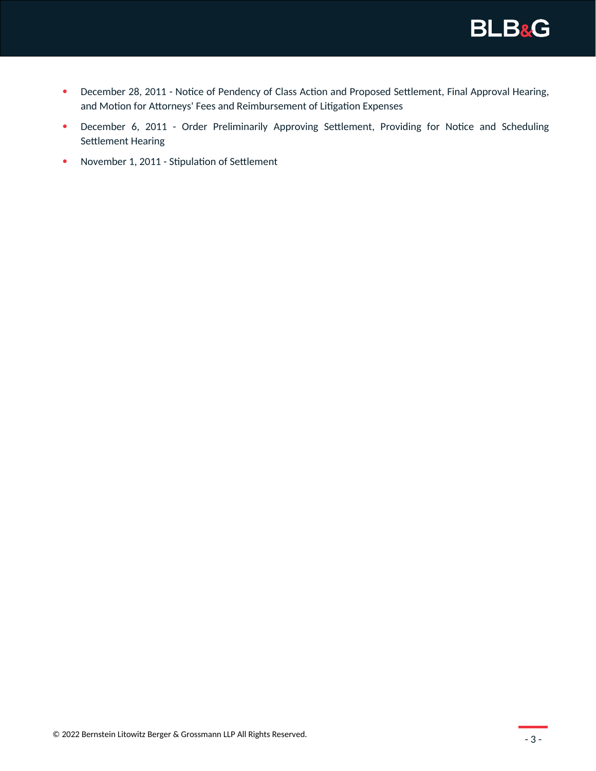- December 28, 2011 - Notice of Pendency of Class Action and Proposed Settlement, Final Approval Hearing, and Motion for Attorneys' Fees and Reimbursement of Litigation Expenses
- December 6, 2011 - Order Preliminarily Approving Settlement, Providing for Notice and Scheduling Settlement Hearing
- November 1, 2011 - Stipulation of Settlement